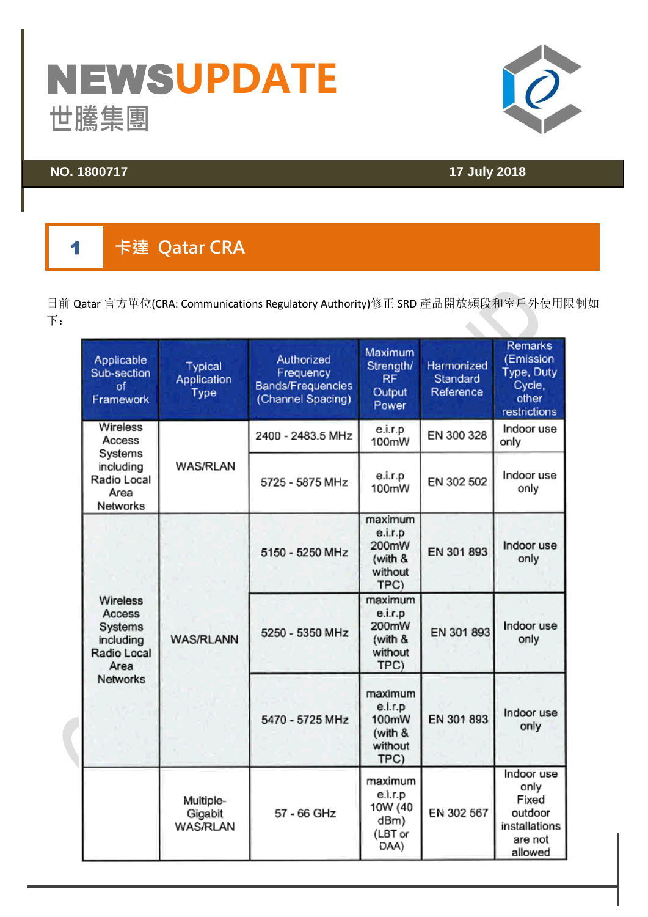# NEWSUPDATE

世騰集團

**NO. 1800717** **17 July 2018**

## 1 卡達 Qatar CRA

日前 Qatar 官方單位(CRA: Communications Regulatory Authority)修正 SRD 產品開放頻段和室戶外使用限制如下：

| Applicable Sub-section of Framework | Typical Application Type | Authorized Frequency Bands/Frequencies (Channel Spacing) | Maximum Strength/ RF Output Power | Harmonized Standard Reference | Remarks (Emission Type, Duty Cycle, other restrictions |
|---|---|---|---|---|---|
| Wireless Access Systems including Radio Local Area Networks | WAS/RLAN | 2400 - 2483.5 MHz | e.i.r.p 100mW | EN 300 328 | Indoor use only |
| | | 5725 - 5875 MHz | e.i.r.p 100mW | EN 302 502 | Indoor use only |
| Wireless Access Systems including Radio Local Area Networks | WAS/RLANN | 5150 - 5250 MHz | maximum e.i.r.p 200mW (with & without TPC) | EN 301 893 | Indoor use only |
| | | 5250 - 5350 MHz | maximum e.i.r.p 200mW (with & without TPC) | EN 301 893 | Indoor use only |
| | | 5470 - 5725 MHz | maximum e.i.r.p 100mW (with & without TPC) | EN 301 893 | Indoor use only |
| | Multiple-Gigabit WAS/RLAN | 57 - 66 GHz | maximum e.i.r.p 10W (40 dBm) (LBT or DAA) | EN 302 567 | Indoor use only Fixed outdoor installations are not allowed |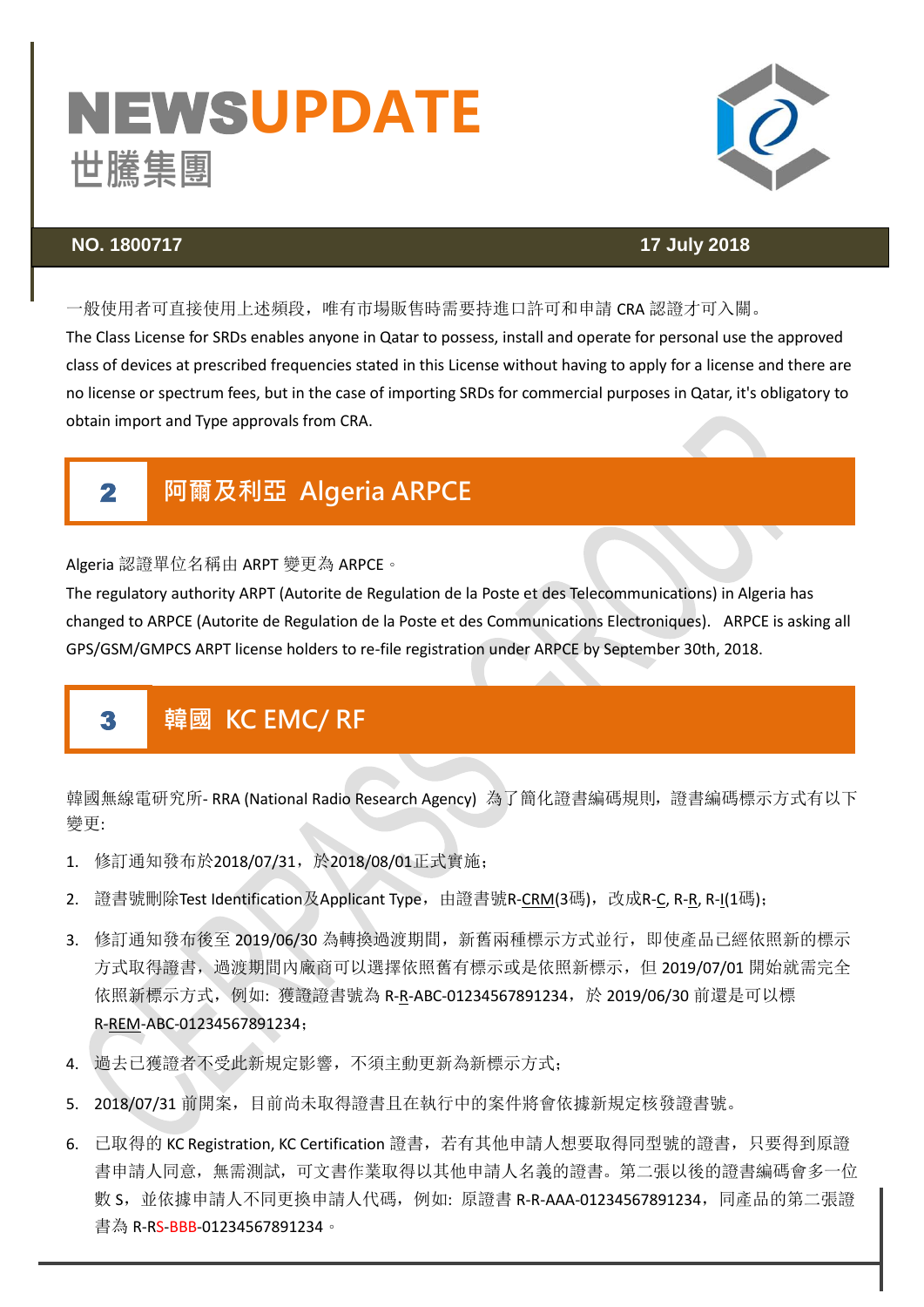一般使用者可直接使用上述頻段，唯有市場販售時需要持進口許可和申請 CRA 認證才可入關。

The Class License for SRDs enables anyone in Qatar to possess, install and operate for personal use the approved class of devices at prescribed frequencies stated in this License without having to apply for a license and there are no license or spectrum fees, but in the case of importing SRDs for commercial purposes in Qatar, it's obligatory to obtain import and Type approvals from CRA.

## 2 阿爾及利亞 Algeria ARPCE

Algeria 認證單位名稱由 ARPT 變更為 ARPCE。

The regulatory authority ARPT (Autorite de Regulation de la Poste et des Telecommunications) in Algeria has changed to ARPCE (Autorite de Regulation de la Poste et des Communications Electroniques). ARPCE is asking all GPS/GSM/GMPCS ARPT license holders to re-file registration under ARPCE by September 30th, 2018.

## 3 韓國 KC EMC/ RF

韓國無線電研究所- RRA (National Radio Research Agency) 為了簡化證書編碼規則，證書編碼標示方式有以下變更:

1. 修訂通知發布於2018/07/31，於2018/08/01正式實施；
2. 證書號刪除Test Identification及Applicant Type，由證書號R-CRM(3碼)，改成R-C, R-R, R-I(1碼)；
3. 修訂通知發布後至 2019/06/30 為轉換過渡期間，新舊兩種標示方式並行，即使產品已經依照新的標示方式取得證書，過渡期間內廠商可以選擇依照舊有標示或是依照新標示，但 2019/07/01 開始就需完全依照新標示方式，例如: 獲證證書號為 R-R-ABC-01234567891234，於 2019/06/30 前還是可以標 R-REM-ABC-01234567891234；
4. 過去已獲證者不受此新規定影響，不須主動更新為新標示方式；
5. 2018/07/31 前開案，目前尚未取得證書且在執行中的案件將會依據新規定核發證書號。
6. 已取得的 KC Registration, KC Certification 證書，若有其他申請人想要取得同型號的證書，只要得到原證書申請人同意，無需測試，可文書作業取得以其他申請人名義的證書。第二張以後的證書編碼會多一位數 S，並依據申請人不同更換申請人代碼，例如: 原證書 R-R-AAA-01234567891234，同產品的第二張證書為 R-RS-BBB-01234567891234。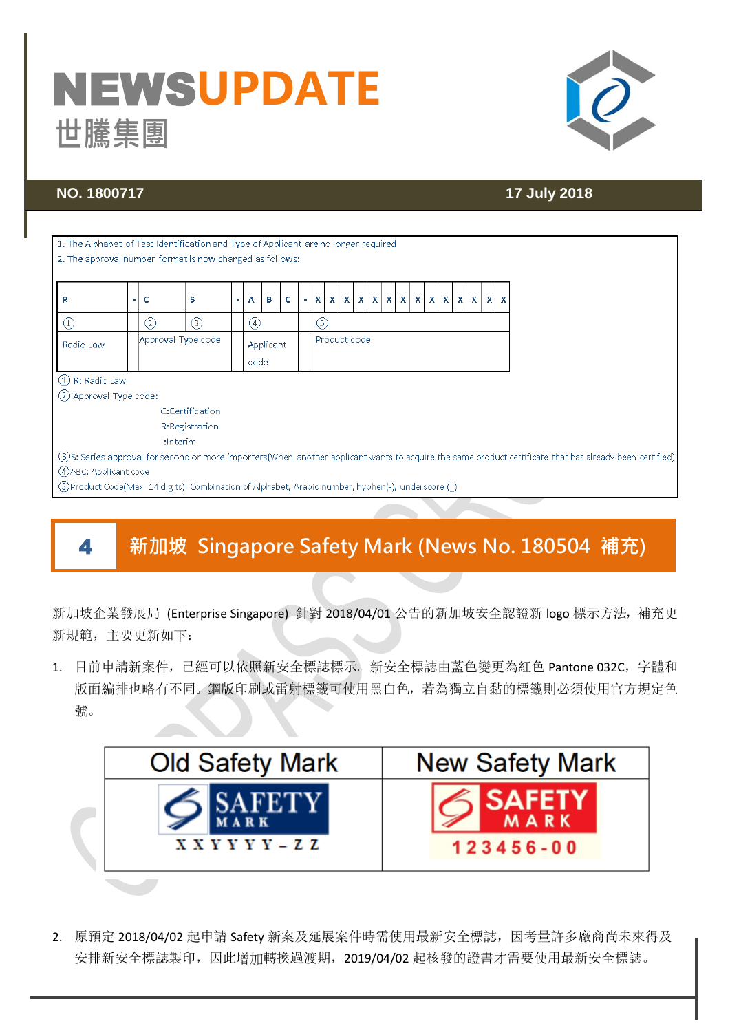1. The Alphabet of Test Identification and Type of Applicant are no longer required
2. The approval number format is now changed as follows:

| R | - | C | S | - | A | B | C | - | X | X | X | X | X | X | X | X | X | X | X | X | X | X |
|---|---|---|---|---|---|---|---|---|---|---|---|---|---|---|---|---|---|---|---|---|---|---|
| ① | | ② | ③ | | ④ | | | | ⑤ | | | | | | | | | | | | | |
| Radio Law | | Approval Type code | | | Applicant code | | | | Product code | | | | | | | | | | | | | |

① R: Radio Law

② Approval Type code:

C:Certification

R:Registration

I:Interim

③S: Series approval for second or more importers(When another applicant wants to acquire the same product certificate that has already been certified)

④ABC: Applicant code

⑤Product Code(Max. 14 digits): Combination of Alphabet, Arabic number, hyphen(-), underscore (_).

## 4 新加坡 Singapore Safety Mark (News No. 180504 補充)

新加坡企業發展局 (Enterprise Singapore) 針對 2018/04/01 公告的新加坡安全認證新 logo 標示方法，補充更新規範，主要更新如下：

1. 目前申請新案件，已經可以依照新安全標誌標示。新安全標誌由藍色變更為紅色 Pantone 032C，字體和版面編排也略有不同。鋼版印刷或雷射標籤可使用黑白色，若為獨立自黏的標籤則必須使用官方規定色號。

| Old Safety Mark | New Safety Mark |
|---|---|
| SAFETY MARK XXYYYYY-ZZ | SAFETY MARK 123456-00 |

2. 原預定 2018/04/02 起申請 Safety 新案及延展案件時需使用最新安全標誌，因考量許多廠商尚未來得及安排新安全標誌製印，因此增加轉換過渡期，2019/04/02 起核發的證書才需要使用最新安全標誌。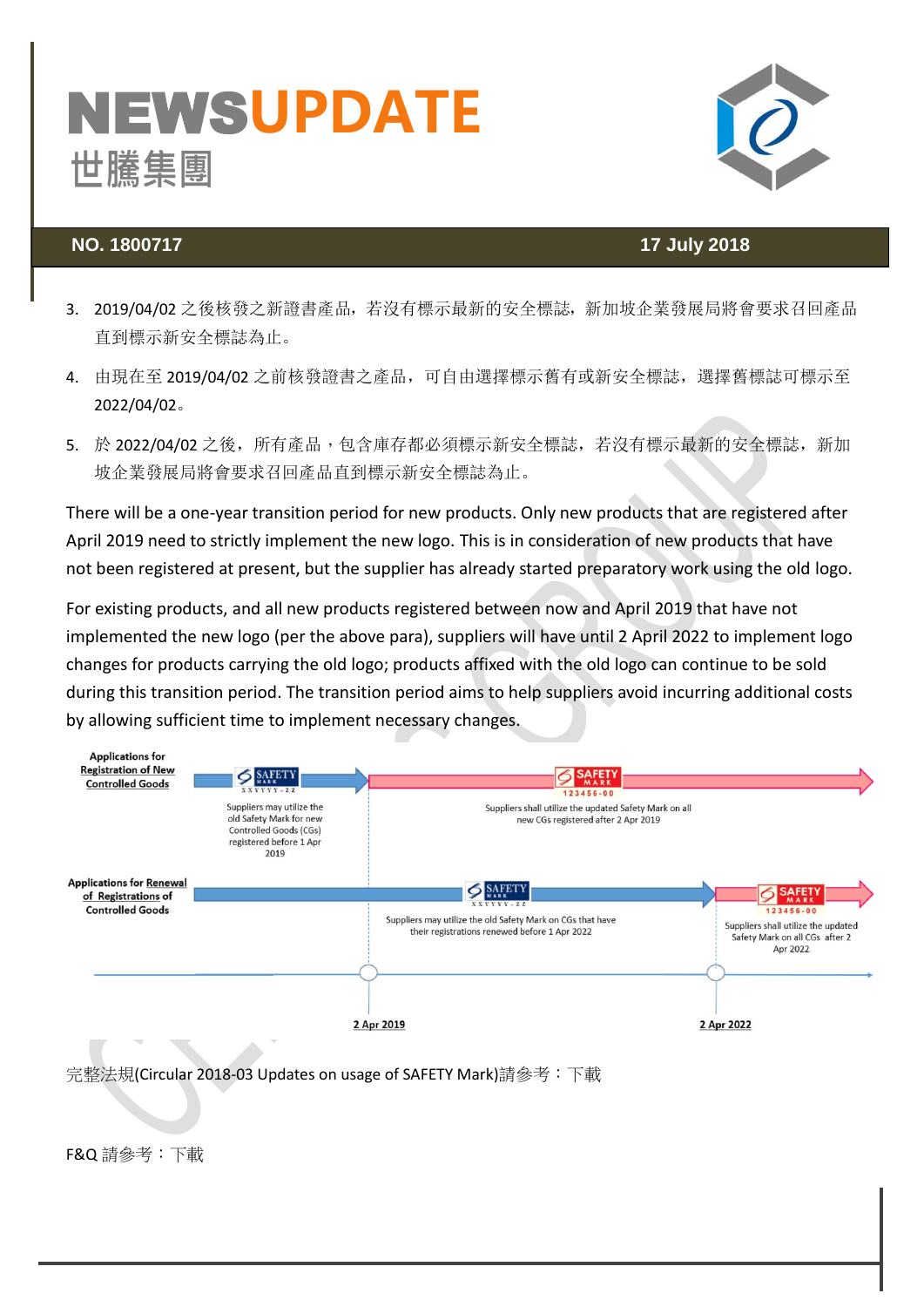3. 2019/04/02 之後核發之新證書產品，若沒有標示最新的安全標誌，新加坡企業發展局將會要求召回產品直到標示新安全標誌為止。
4. 由現在至 2019/04/02 之前核發證書之產品，可自由選擇標示舊有或新安全標誌，選擇舊標誌可標示至 2022/04/02。
5. 於 2022/04/02 之後，所有產品，包含庫存都必須標示新安全標誌，若沒有標示最新的安全標誌，新加坡企業發展局將會要求召回產品直到標示新安全標誌為止。

There will be a one-year transition period for new products. Only new products that are registered after April 2019 need to strictly implement the new logo. This is in consideration of new products that have not been registered at present, but the supplier has already started preparatory work using the old logo.

For existing products, and all new products registered between now and April 2019 that have not implemented the new logo (per the above para), suppliers will have until 2 April 2022 to implement logo changes for products carrying the old logo; products affixed with the old logo can continue to be sold during this transition period. The transition period aims to help suppliers avoid incurring additional costs by allowing sufficient time to implement necessary changes.

Applications for Registration of New Controlled Goods

- Suppliers may utilize the old Safety Mark for new Controlled Goods (CGs) registered before 1 Apr 2019
- Suppliers shall utilize the updated Safety Mark on all new CGs registered after 2 Apr 2019

Applications for Renewal of Registrations of Controlled Goods

- Suppliers may utilize the old Safety Mark on CGs that have their registrations renewed before 1 Apr 2022
- Suppliers shall utilize the updated Safety Mark on all CGs after 2 Apr 2022

2 Apr 2019 — 2 Apr 2022

完整法規(Circular 2018-03 Updates on usage of SAFETY Mark)請參考：下載

F&Q 請參考：下載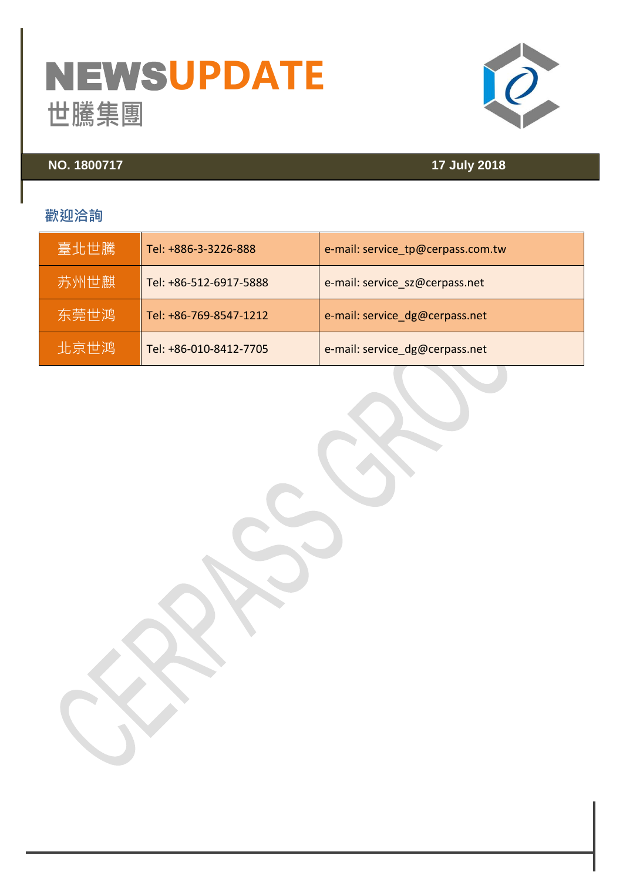# NEWSUPDATE
## 世騰集團

**NO. 1800717** **17 July 2018**

### 歡迎洽詢

| | | |
|---|---|---|
| 臺北世騰 | Tel: +886-3-3226-888 | e-mail: service_tp@cerpass.com.tw |
| 苏州世麒 | Tel: +86-512-6917-5888 | e-mail: service_sz@cerpass.net |
| 东莞世鸿 | Tel: +86-769-8547-1212 | e-mail: service_dg@cerpass.net |
| 北京世鸿 | Tel: +86-010-8412-7705 | e-mail: service_dg@cerpass.net |